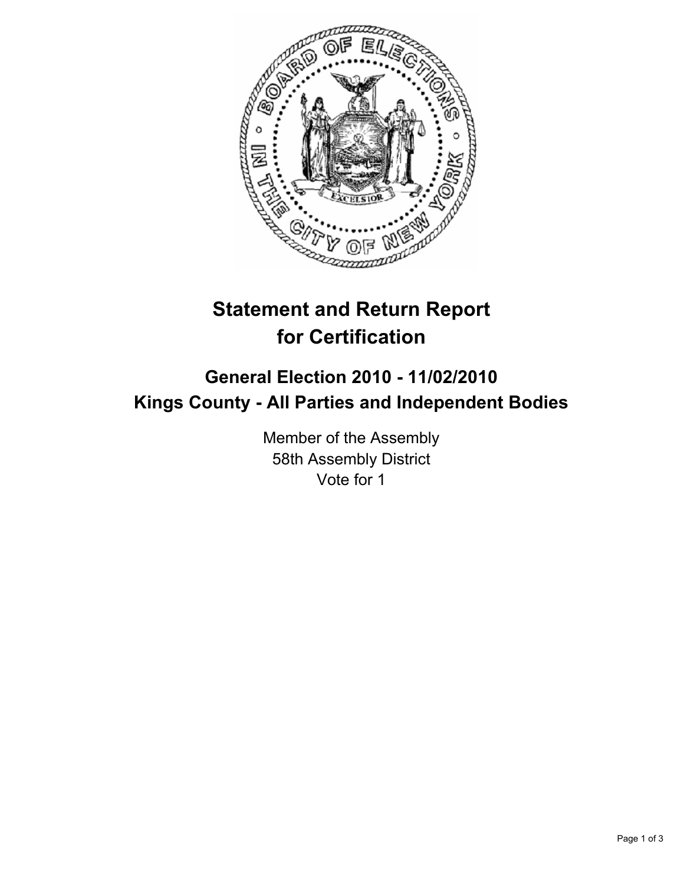# Statement and Return Report for Certification

## General Election 2010 - 11/02/2010
## Kings County - All Parties and Independent Bodies

Member of the Assembly
58th Assembly District
Vote for 1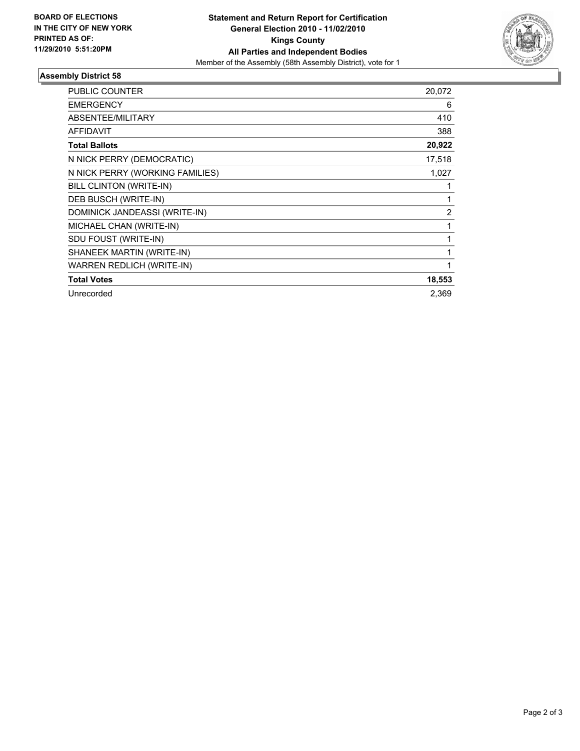**BOARD OF ELECTIONS IN THE CITY OF NEW YORK PRINTED AS OF: 11/29/2010 5:51:20PM**

# Statement and Return Report for Certification
## General Election 2010 - 11/02/2010
## Kings County
## All Parties and Independent Bodies
Member of the Assembly (58th Assembly District), vote for 1

### Assembly District 58

| | |
|---|---|
| PUBLIC COUNTER | 20,072 |
| EMERGENCY | 6 |
| ABSENTEE/MILITARY | 410 |
| AFFIDAVIT | 388 |
| **Total Ballots** | **20,922** |
| N NICK PERRY (DEMOCRATIC) | 17,518 |
| N NICK PERRY (WORKING FAMILIES) | 1,027 |
| BILL CLINTON (WRITE-IN) | 1 |
| DEB BUSCH (WRITE-IN) | 1 |
| DOMINICK JANDEASSI (WRITE-IN) | 2 |
| MICHAEL CHAN (WRITE-IN) | 1 |
| SDU FOUST (WRITE-IN) | 1 |
| SHANEEK MARTIN (WRITE-IN) | 1 |
| WARREN REDLICH (WRITE-IN) | 1 |
| **Total Votes** | **18,553** |
| Unrecorded | 2,369 |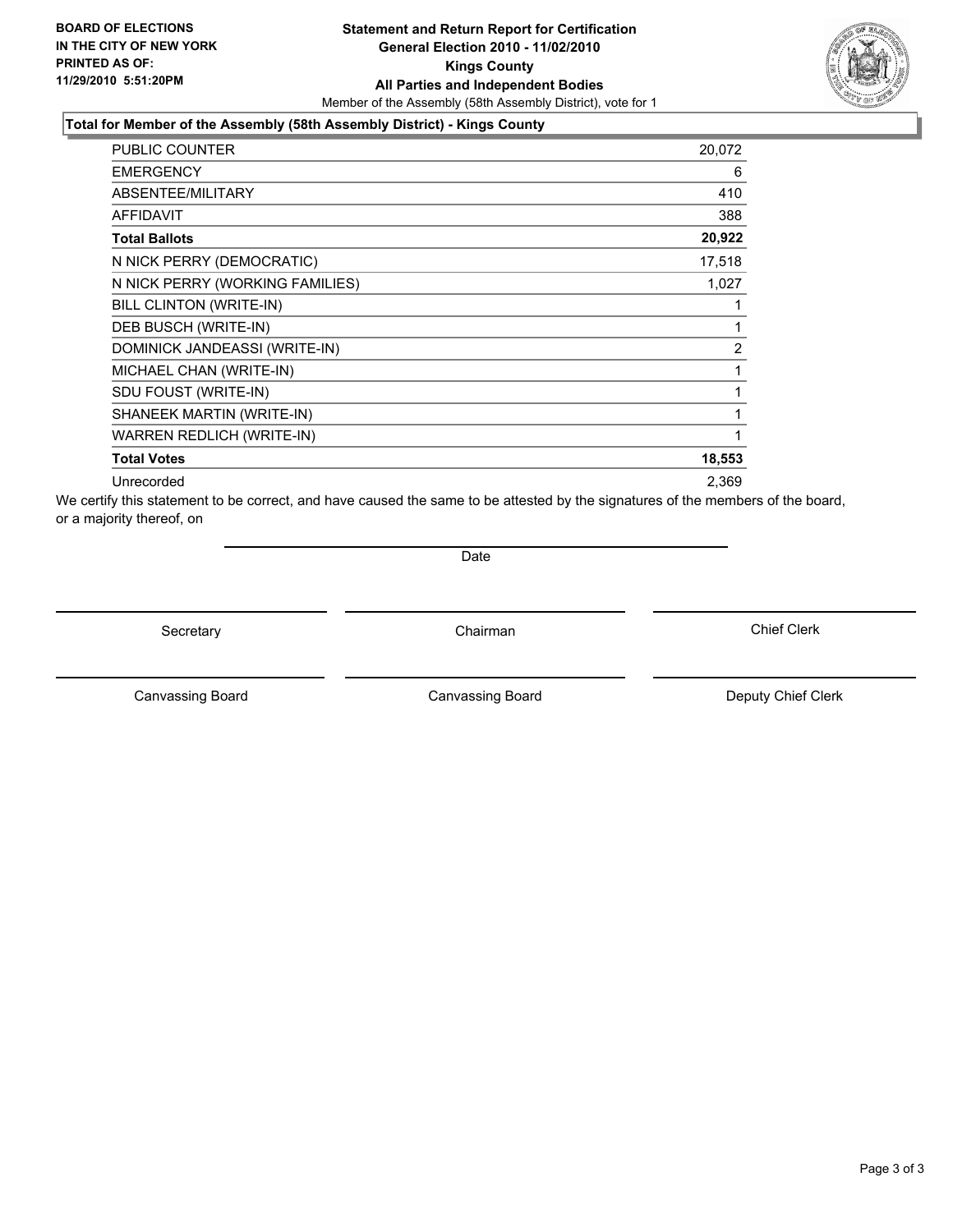**BOARD OF ELECTIONS IN THE CITY OF NEW YORK PRINTED AS OF: 11/29/2010 5:51:20PM**

**Statement and Return Report for Certification**
**General Election 2010 - 11/02/2010**
**Kings County**
**All Parties and Independent Bodies**
Member of the Assembly (58th Assembly District), vote for 1

**Total for Member of the Assembly (58th Assembly District) - Kings County**

| | |
|---|---|
| PUBLIC COUNTER | 20,072 |
| EMERGENCY | 6 |
| ABSENTEE/MILITARY | 410 |
| AFFIDAVIT | 388 |
| **Total Ballots** | **20,922** |
| N NICK PERRY (DEMOCRATIC) | 17,518 |
| N NICK PERRY (WORKING FAMILIES) | 1,027 |
| BILL CLINTON (WRITE-IN) | 1 |
| DEB BUSCH (WRITE-IN) | 1 |
| DOMINICK JANDEASSI (WRITE-IN) | 2 |
| MICHAEL CHAN (WRITE-IN) | 1 |
| SDU FOUST (WRITE-IN) | 1 |
| SHANEEK MARTIN (WRITE-IN) | 1 |
| WARREN REDLICH (WRITE-IN) | 1 |
| **Total Votes** | **18,553** |
| Unrecorded | 2,369 |

We certify this statement to be correct, and have caused the same to be attested by the signatures of the members of the board, or a majority thereof, on

Date

Secretary

Chairman

Chief Clerk

Canvassing Board

Canvassing Board

Deputy Chief Clerk